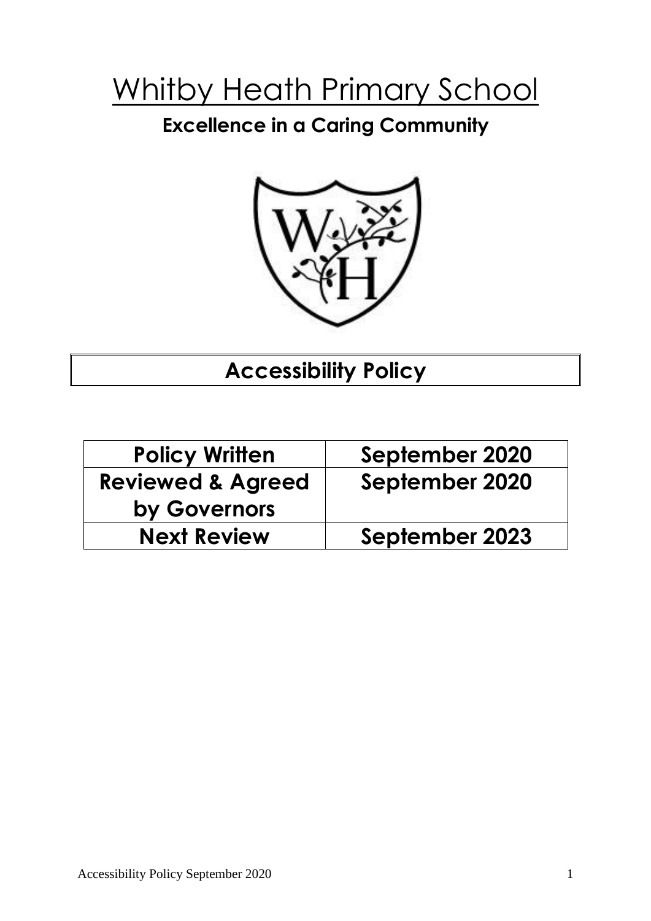# Whitby Heath Primary School

## Excellence in a Caring Community

## Accessibility Policy

| Policy Written | September 2020 |
|---|---|
| Reviewed & Agreed by Governors | September 2020 |
| Next Review | September 2023 |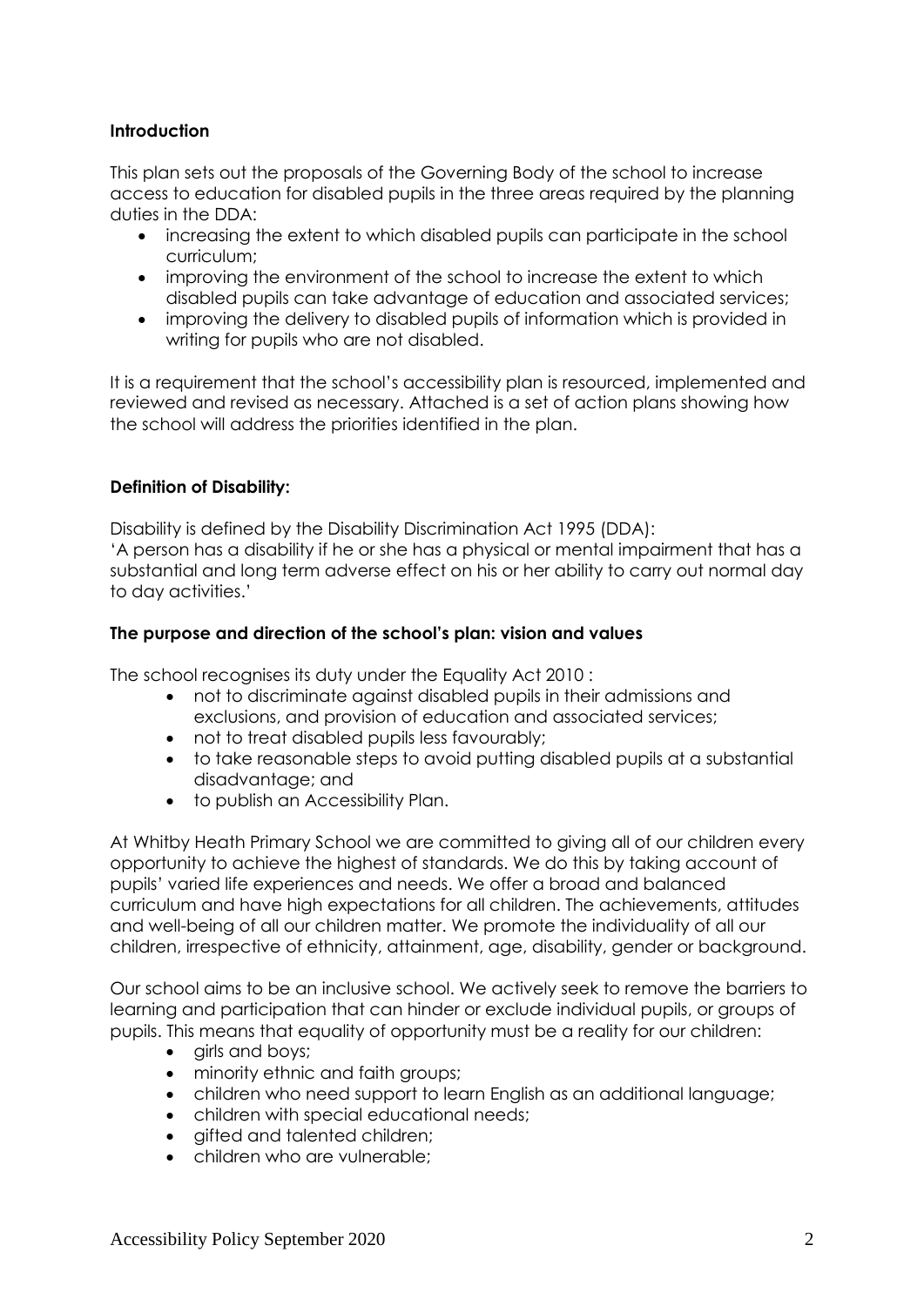**Introduction**

This plan sets out the proposals of the Governing Body of the school to increase access to education for disabled pupils in the three areas required by the planning duties in the DDA:

- increasing the extent to which disabled pupils can participate in the school curriculum;
- improving the environment of the school to increase the extent to which disabled pupils can take advantage of education and associated services;
- improving the delivery to disabled pupils of information which is provided in writing for pupils who are not disabled.

It is a requirement that the school's accessibility plan is resourced, implemented and reviewed and revised as necessary. Attached is a set of action plans showing how the school will address the priorities identified in the plan.

**Definition of Disability:**

Disability is defined by the Disability Discrimination Act 1995 (DDA):
'A person has a disability if he or she has a physical or mental impairment that has a substantial and long term adverse effect on his or her ability to carry out normal day to day activities.'

**The purpose and direction of the school's plan: vision and values**

The school recognises its duty under the Equality Act 2010 :

- not to discriminate against disabled pupils in their admissions and exclusions, and provision of education and associated services;
- not to treat disabled pupils less favourably;
- to take reasonable steps to avoid putting disabled pupils at a substantial disadvantage; and
- to publish an Accessibility Plan.

At Whitby Heath Primary School we are committed to giving all of our children every opportunity to achieve the highest of standards. We do this by taking account of pupils' varied life experiences and needs. We offer a broad and balanced curriculum and have high expectations for all children. The achievements, attitudes and well-being of all our children matter. We promote the individuality of all our children, irrespective of ethnicity, attainment, age, disability, gender or background.

Our school aims to be an inclusive school. We actively seek to remove the barriers to learning and participation that can hinder or exclude individual pupils, or groups of pupils. This means that equality of opportunity must be a reality for our children:

- girls and boys;
- minority ethnic and faith groups;
- children who need support to learn English as an additional language;
- children with special educational needs;
- gifted and talented children;
- children who are vulnerable;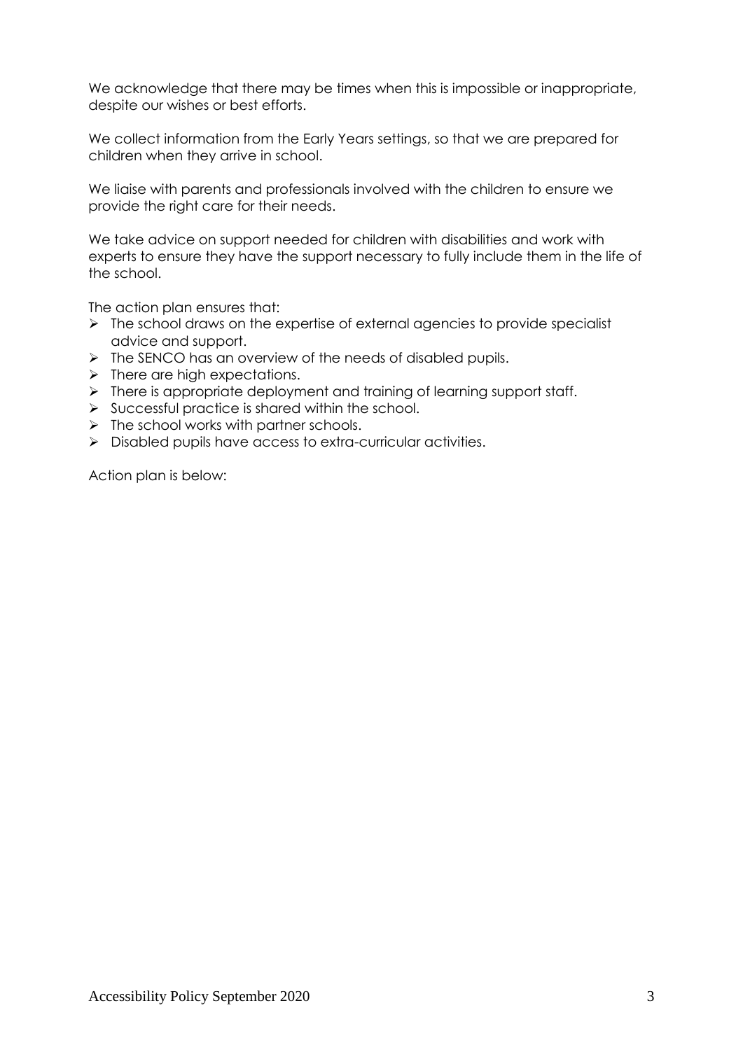We acknowledge that there may be times when this is impossible or inappropriate, despite our wishes or best efforts.

We collect information from the Early Years settings, so that we are prepared for children when they arrive in school.

We liaise with parents and professionals involved with the children to ensure we provide the right care for their needs.

We take advice on support needed for children with disabilities and work with experts to ensure they have the support necessary to fully include them in the life of the school.

The action plan ensures that:

- The school draws on the expertise of external agencies to provide specialist advice and support.
- The SENCO has an overview of the needs of disabled pupils.
- There are high expectations.
- There is appropriate deployment and training of learning support staff.
- Successful practice is shared within the school.
- The school works with partner schools.
- Disabled pupils have access to extra-curricular activities.

Action plan is below: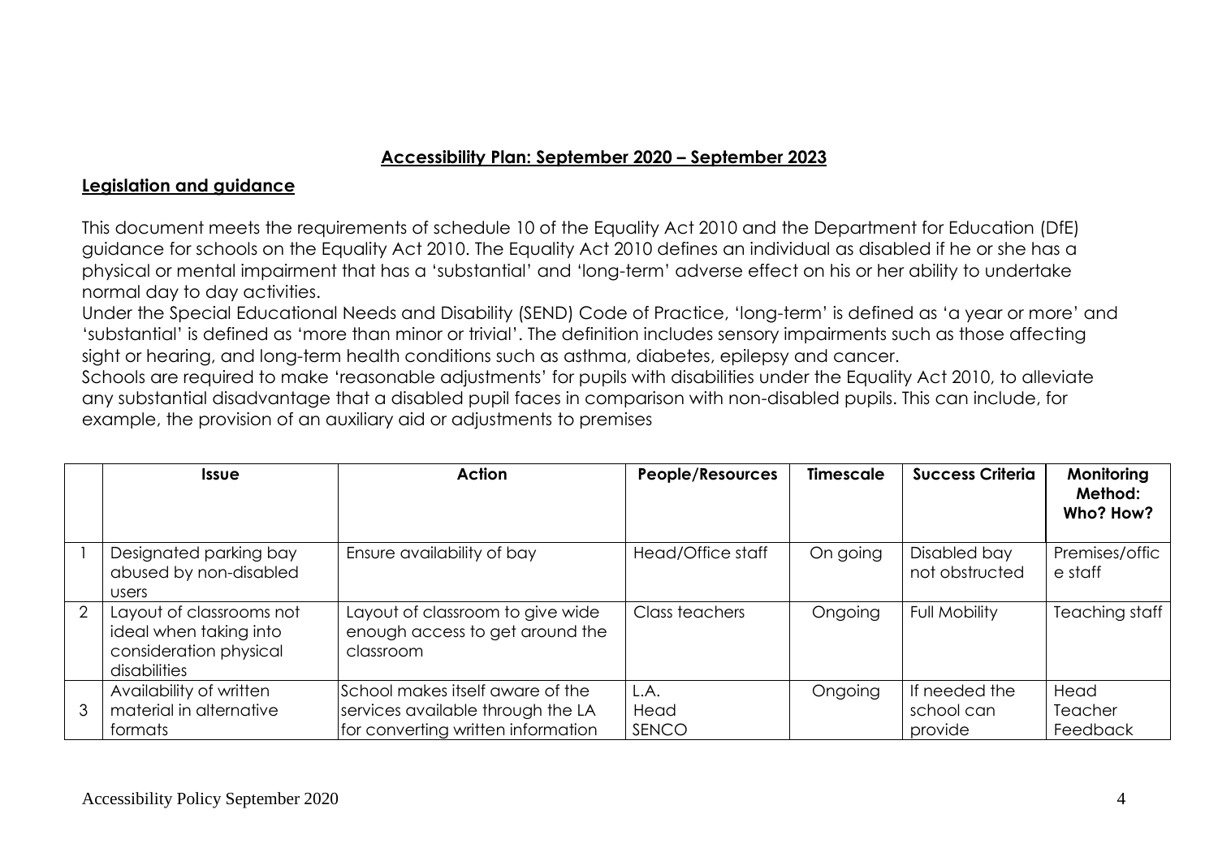## Accessibility Plan: September 2020 – September 2023

### Legislation and guidance

This document meets the requirements of schedule 10 of the Equality Act 2010 and the Department for Education (DfE) guidance for schools on the Equality Act 2010. The Equality Act 2010 defines an individual as disabled if he or she has a physical or mental impairment that has a 'substantial' and 'long-term' adverse effect on his or her ability to undertake normal day to day activities.

Under the Special Educational Needs and Disability (SEND) Code of Practice, 'long-term' is defined as 'a year or more' and 'substantial' is defined as 'more than minor or trivial'. The definition includes sensory impairments such as those affecting sight or hearing, and long-term health conditions such as asthma, diabetes, epilepsy and cancer.

Schools are required to make 'reasonable adjustments' for pupils with disabilities under the Equality Act 2010, to alleviate any substantial disadvantage that a disabled pupil faces in comparison with non-disabled pupils. This can include, for example, the provision of an auxiliary aid or adjustments to premises

| | Issue | Action | People/Resources | Timescale | Success Criteria | Monitoring Method: Who? How? |
|---|---|---|---|---|---|---|
| 1 | Designated parking bay abused by non-disabled users | Ensure availability of bay | Head/Office staff | On going | Disabled bay not obstructed | Premises/office staff |
| 2 | Layout of classrooms not ideal when taking into consideration physical disabilities | Layout of classroom to give wide enough access to get around the classroom | Class teachers | Ongoing | Full Mobility | Teaching staff |
| 3 | Availability of written material in alternative formats | School makes itself aware of the services available through the LA for converting written information | L.A.<br>Head<br>SENCO | Ongoing | If needed the school can provide | Head Teacher Feedback |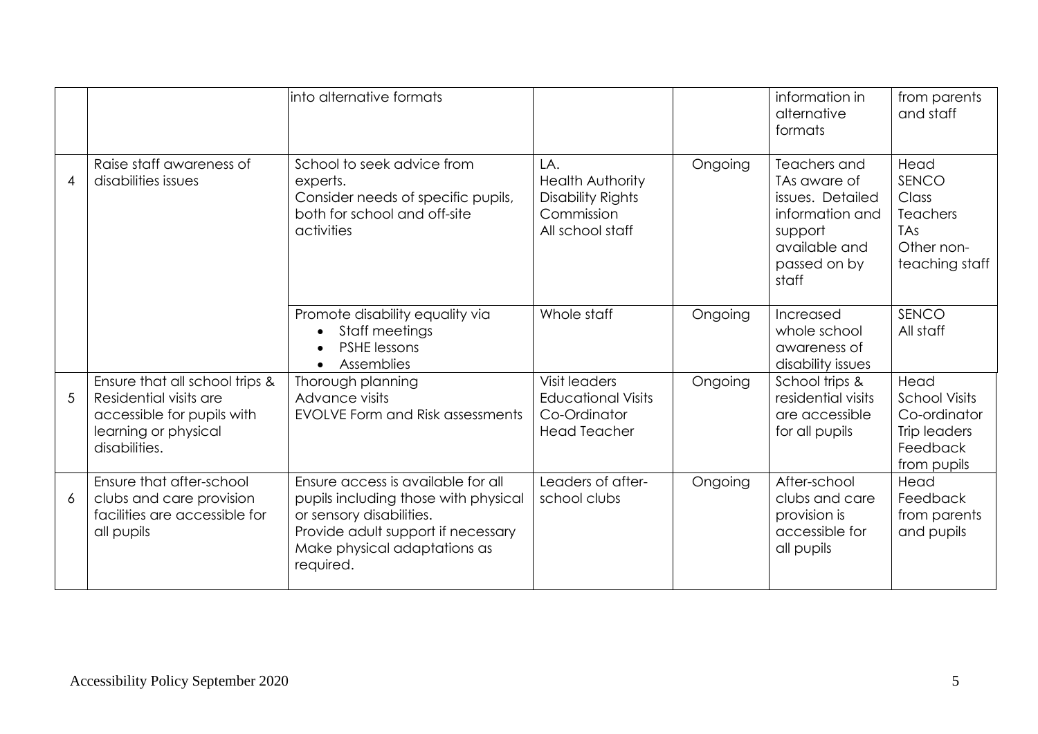| | | | | | | |
|---|---|---|---|---|---|---|
| | | into alternative formats | | | information in alternative formats | from parents and staff |
| 4 | Raise staff awareness of disabilities issues | School to seek advice from experts.<br>Consider needs of specific pupils, both for school and off-site activities | LA.<br>Health Authority<br>Disability Rights Commission<br>All school staff | Ongoing | Teachers and TAs aware of issues. Detailed information and support available and passed on by staff | Head<br>SENCO<br>Class Teachers<br>TAs<br>Other non-teaching staff |
| | | Promote disability equality via<br>• Staff meetings<br>• PSHE lessons<br>• Assemblies | Whole staff | Ongoing | Increased whole school awareness of disability issues | SENCO<br>All staff |
| 5 | Ensure that all school trips & Residential visits are accessible for pupils with learning or physical disabilities. | Thorough planning<br>Advance visits<br>EVOLVE Form and Risk assessments | Visit leaders<br>Educational Visits Co-Ordinator<br>Head Teacher | Ongoing | School trips & residential visits are accessible for all pupils | Head<br>School Visits Co-ordinator<br>Trip leaders<br>Feedback from pupils |
| 6 | Ensure that after-school clubs and care provision facilities are accessible for all pupils | Ensure access is available for all pupils including those with physical or sensory disabilities.<br>Provide adult support if necessary<br>Make physical adaptations as required. | Leaders of after-school clubs | Ongoing | After-school clubs and care provision is accessible for all pupils | Head<br>Feedback from parents and pupils |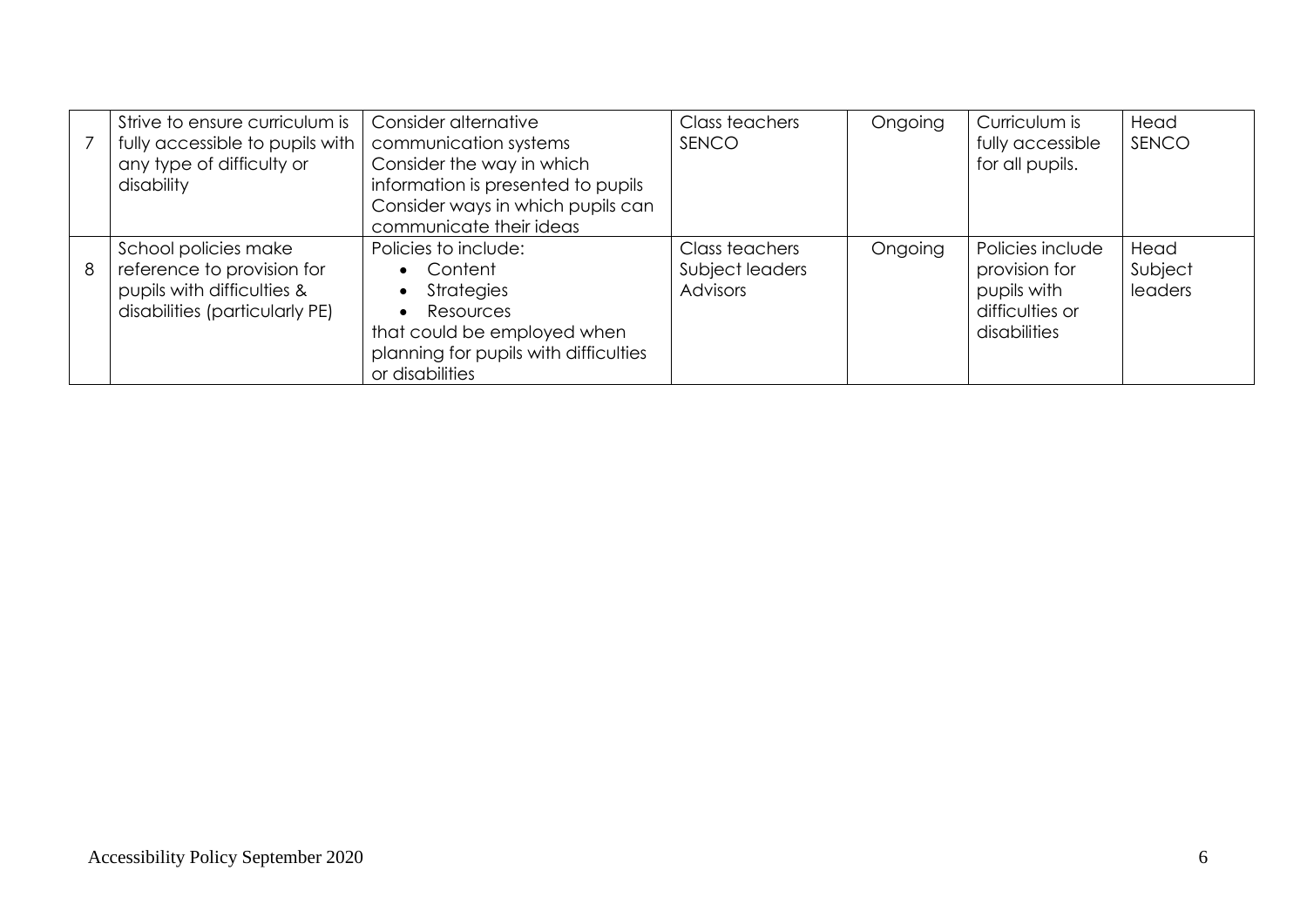| | | | | | | |
|---|---|---|---|---|---|---|
| 7 | Strive to ensure curriculum is fully accessible to pupils with any type of difficulty or disability | Consider alternative communication systems<br>Consider the way in which information is presented to pupils<br>Consider ways in which pupils can communicate their ideas | Class teachers<br>SENCO | Ongoing | Curriculum is fully accessible for all pupils. | Head<br>SENCO |
| 8 | School policies make reference to provision for pupils with difficulties & disabilities (particularly PE) | Policies to include:<br>• Content<br>• Strategies<br>• Resources<br>that could be employed when planning for pupils with difficulties or disabilities | Class teachers<br>Subject leaders<br>Advisors | Ongoing | Policies include provision for pupils with difficulties or disabilities | Head<br>Subject leaders |